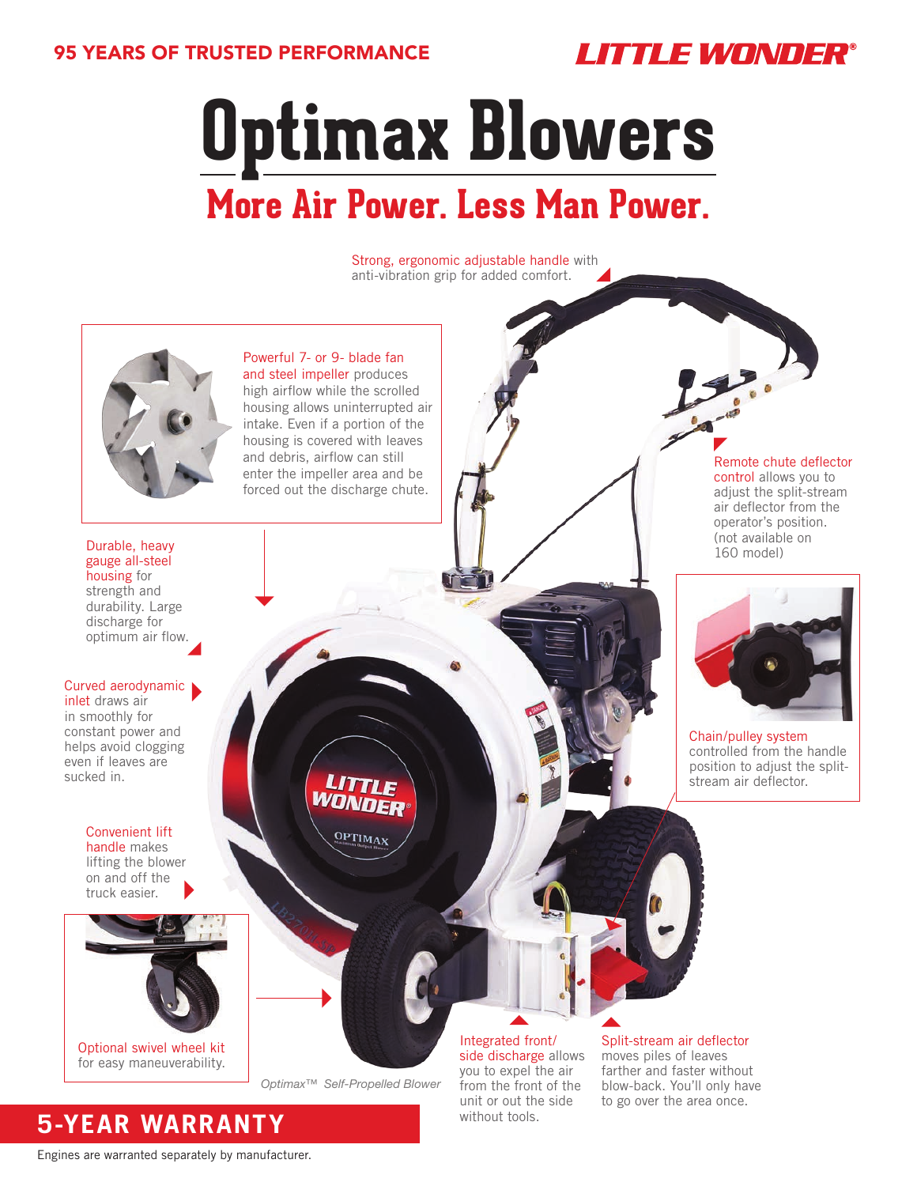95 YEARS OF TRUSTED PERFORMANCE

LITTLE WONDER®

# Optimax Blowers

## More Air Power. Less Man Power.

Strong, ergonomic adjustable handle with anti-vibration grip for added comfort.

Powerful 7- or 9- blade fan and steel impeller produces high airflow while the scrolled housing allows uninterrupted air intake. Even if a portion of the housing is covered with leaves and debris, airflow can still enter the impeller area and be forced out the discharge chute.

Remote chute deflector control allows you to adjust the split-stream air deflector from the operator's position. (not available on 160 model)

Durable, heavy gauge all-steel housing for strength and durability. Large discharge for optimum air flow.

Curved aerodynamic inlet draws air in smoothly for constant power and helps avoid clogging even if leaves are sucked in.

Chain/pulley system controlled from the handle position to adjust the split-stream air deflector.

Convenient lift handle makes lifting the blower on and off the truck easier.

Optional swivel wheel kit for easy maneuverability.

*Optimax™ Self-Propelled Blower*

Integrated front/ side discharge allows you to expel the air from the front of the unit or out the side without tools.

Split-stream air deflector moves piles of leaves farther and faster without blow-back. You'll only have to go over the area once.

## 5-YEAR WARRANTY

Engines are warranted separately by manufacturer.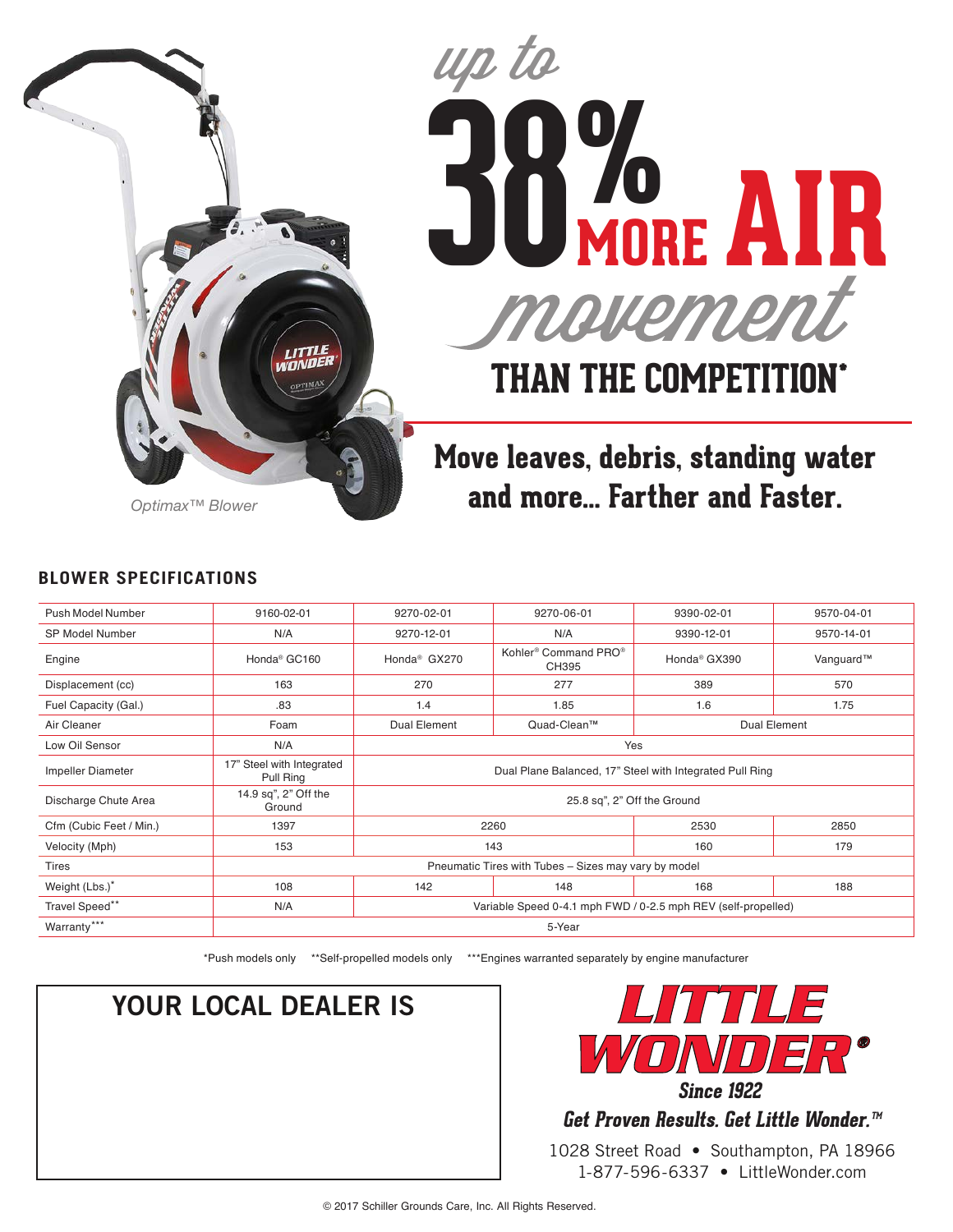*up to*

# 38% MORE AIR *movement* THAN THE COMPETITION*

## Move leaves, debris, standing water and more... Farther and Faster.

*Optimax™ Blower*

### BLOWER SPECIFICATIONS

| | | | | | |
|---|---|---|---|---|---|
| Push Model Number | 9160-02-01 | 9270-02-01 | 9270-06-01 | 9390-02-01 | 9570-04-01 |
| SP Model Number | N/A | 9270-12-01 | N/A | 9390-12-01 | 9570-14-01 |
| Engine | Honda® GC160 | Honda® GX270 | Kohler® Command PRO® CH395 | Honda® GX390 | Vanguard™ |
| Displacement (cc) | 163 | 270 | 277 | 389 | 570 |
| Fuel Capacity (Gal.) | .83 | 1.4 | 1.85 | 1.6 | 1.75 |
| Air Cleaner | Foam | Dual Element | Quad-Clean™ | Dual Element | |
| Low Oil Sensor | N/A | Yes | | | |
| Impeller Diameter | 17" Steel with Integrated Pull Ring | Dual Plane Balanced, 17" Steel with Integrated Pull Ring | | | |
| Discharge Chute Area | 14.9 sq", 2" Off the Ground | 25.8 sq", 2" Off the Ground | | | |
| Cfm (Cubic Feet / Min.) | 1397 | 2260 | | 2530 | 2850 |
| Velocity (Mph) | 153 | 143 | | 160 | 179 |
| Tires | Pneumatic Tires with Tubes – Sizes may vary by model | | | | |
| Weight (Lbs.)* | 108 | 142 | 148 | 168 | 188 |
| Travel Speed** | N/A | Variable Speed 0-4.1 mph FWD / 0-2.5 mph REV (self-propelled) | | | |
| Warranty*** | 5-Year | | | | |

*Push models only **Self-propelled models only ***Engines warranted separately by engine manufacturer

## YOUR LOCAL DEALER IS

**LITTLE WONDER®**

*Since 1922*

*Get Proven Results. Get Little Wonder.™*

1028 Street Road • Southampton, PA 18966
1-877-596-6337 • LittleWonder.com

© 2017 Schiller Grounds Care, Inc. All Rights Reserved.